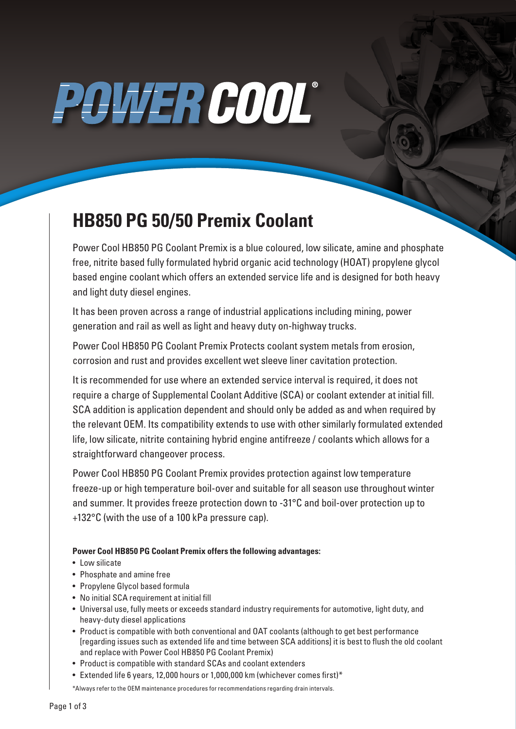# POWER COOL®

## HB850 PG 50/50 Premix Coolant

Power Cool HB850 PG Coolant Premix is a blue coloured, low silicate, amine and phosphate free, nitrite based fully formulated hybrid organic acid technology (HOAT) propylene glycol based engine coolant which offers an extended service life and is designed for both heavy and light duty diesel engines.

It has been proven across a range of industrial applications including mining, power generation and rail as well as light and heavy duty on-highway trucks.

Power Cool HB850 PG Coolant Premix Protects coolant system metals from erosion, corrosion and rust and provides excellent wet sleeve liner cavitation protection.

It is recommended for use where an extended service interval is required, it does not require a charge of Supplemental Coolant Additive (SCA) or coolant extender at initial fill. SCA addition is application dependent and should only be added as and when required by the relevant OEM. Its compatibility extends to use with other similarly formulated extended life, low silicate, nitrite containing hybrid engine antifreeze / coolants which allows for a straightforward changeover process.

Power Cool HB850 PG Coolant Premix provides protection against low temperature freeze-up or high temperature boil-over and suitable for all season use throughout winter and summer. It provides freeze protection down to -31°C and boil-over protection up to +132°C (with the use of a 100 kPa pressure cap).

**Power Cool HB850 PG Coolant Premix offers the following advantages:**

- Low silicate
- Phosphate and amine free
- Propylene Glycol based formula
- No initial SCA requirement at initial fill
- Universal use, fully meets or exceeds standard industry requirements for automotive, light duty, and heavy-duty diesel applications
- Product is compatible with both conventional and OAT coolants (although to get best performance [regarding issues such as extended life and time between SCA additions] it is best to flush the old coolant and replace with Power Cool HB850 PG Coolant Premix)
- Product is compatible with standard SCAs and coolant extenders
- Extended life 6 years, 12,000 hours or 1,000,000 km (whichever comes first)*

*Always refer to the OEM maintenance procedures for recommendations regarding drain intervals.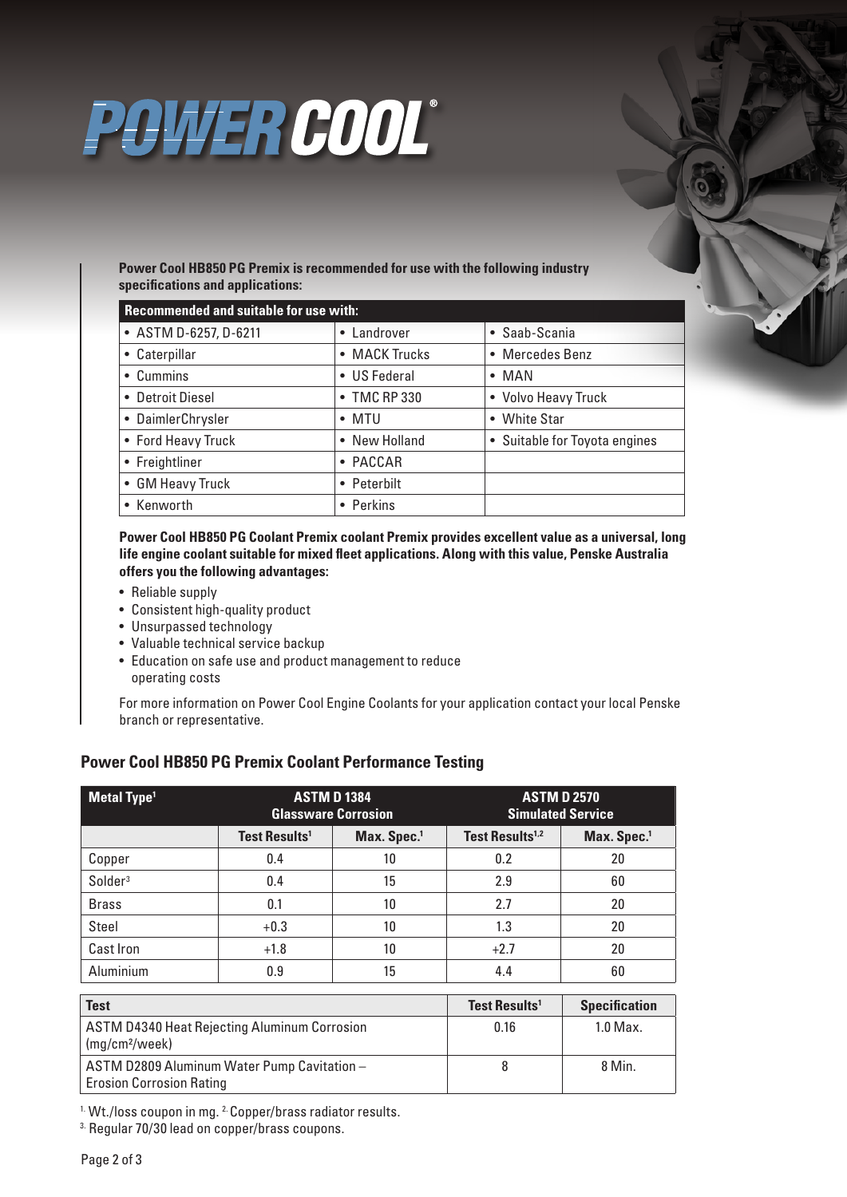# POWER COOL®

**Power Cool HB850 PG Premix is recommended for use with the following industry specifications and applications:**

| Recommended and suitable for use with: | | |
|---|---|---|
| • ASTM D-6257, D-6211 | • Landrover | • Saab-Scania |
| • Caterpillar | • MACK Trucks | • Mercedes Benz |
| • Cummins | • US Federal | • MAN |
| • Detroit Diesel | • TMC RP 330 | • Volvo Heavy Truck |
| • DaimlerChrysler | • MTU | • White Star |
| • Ford Heavy Truck | • New Holland | • Suitable for Toyota engines |
| • Freightliner | • PACCAR | |
| • GM Heavy Truck | • Peterbilt | |
| • Kenworth | • Perkins | |

**Power Cool HB850 PG Coolant Premix coolant Premix provides excellent value as a universal, long life engine coolant suitable for mixed fleet applications. Along with this value, Penske Australia offers you the following advantages:**

- Reliable supply
- Consistent high-quality product
- Unsurpassed technology
- Valuable technical service backup
- Education on safe use and product management to reduce operating costs

For more information on Power Cool Engine Coolants for your application contact your local Penske branch or representative.

## Power Cool HB850 PG Premix Coolant Performance Testing

| Metal Type[1] | ASTM D 1384 Glassware Corrosion | | ASTM D 2570 Simulated Service | |
|---|---|---|---|---|
| | Test Results[1] | Max. Spec.[1] | Test Results[1,2] | Max. Spec.[1] |
| Copper | 0.4 | 10 | 0.2 | 20 |
| Solder[3] | 0.4 | 15 | 2.9 | 60 |
| Brass | 0.1 | 10 | 2.7 | 20 |
| Steel | +0.3 | 10 | 1.3 | 20 |
| Cast Iron | +1.8 | 10 | +2.7 | 20 |
| Aluminium | 0.9 | 15 | 4.4 | 60 |

| Test | Test Results[1] | Specification |
|---|---|---|
| ASTM D4340 Heat Rejecting Aluminum Corrosion (mg/cm²/week) | 0.16 | 1.0 Max. |
| ASTM D2809 Aluminum Water Pump Cavitation – Erosion Corrosion Rating | 8 | 8 Min. |

[1] Wt./loss coupon in mg. [2] Copper/brass radiator results.
[3] Regular 70/30 lead on copper/brass coupons.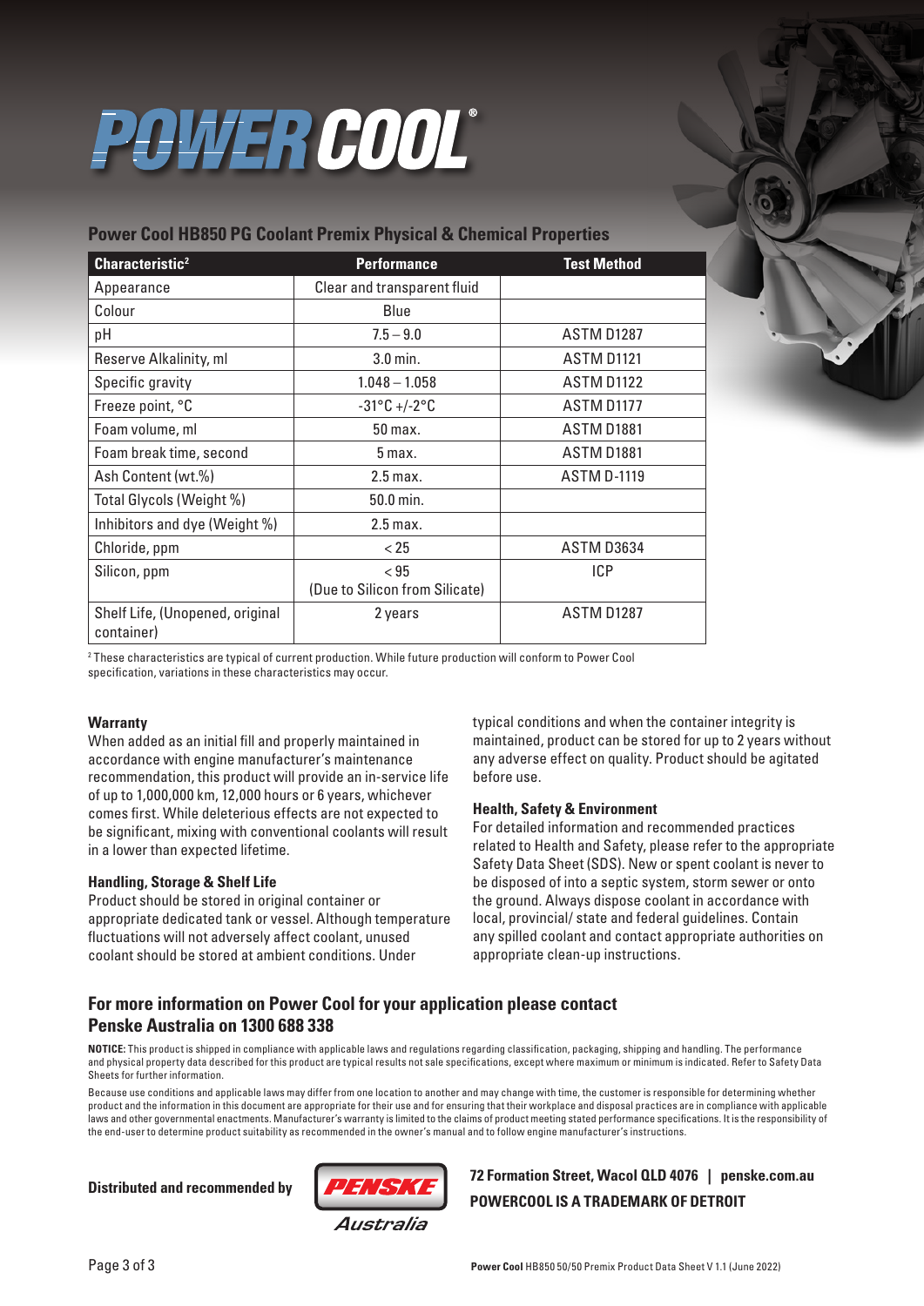# POWER COOL®

## Power Cool HB850 PG Coolant Premix Physical & Chemical Properties

| Characteristic[2] | Performance | Test Method |
|---|---|---|
| Appearance | Clear and transparent fluid | |
| Colour | Blue | |
| pH | 7.5 – 9.0 | ASTM D1287 |
| Reserve Alkalinity, ml | 3.0 min. | ASTM D1121 |
| Specific gravity | 1.048 – 1.058 | ASTM D1122 |
| Freeze point, °C | -31°C +/-2°C | ASTM D1177 |
| Foam volume, ml | 50 max. | ASTM D1881 |
| Foam break time, second | 5 max. | ASTM D1881 |
| Ash Content (wt.%) | 2.5 max. | ASTM D-1119 |
| Total Glycols (Weight %) | 50.0 min. | |
| Inhibitors and dye (Weight %) | 2.5 max. | |
| Chloride, ppm | < 25 | ASTM D3634 |
| Silicon, ppm | < 95 (Due to Silicon from Silicate) | ICP |
| Shelf Life, (Unopened, original container) | 2 years | ASTM D1287 |

[2] These characteristics are typical of current production. While future production will conform to Power Cool specification, variations in these characteristics may occur.

### Warranty

When added as an initial fill and properly maintained in accordance with engine manufacturer's maintenance recommendation, this product will provide an in-service life of up to 1,000,000 km, 12,000 hours or 6 years, whichever comes first. While deleterious effects are not expected to be significant, mixing with conventional coolants will result in a lower than expected lifetime.

### Handling, Storage & Shelf Life

Product should be stored in original container or appropriate dedicated tank or vessel. Although temperature fluctuations will not adversely affect coolant, unused coolant should be stored at ambient conditions. Under typical conditions and when the container integrity is maintained, product can be stored for up to 2 years without any adverse effect on quality. Product should be agitated before use.

### Health, Safety & Environment

For detailed information and recommended practices related to Health and Safety, please refer to the appropriate Safety Data Sheet (SDS). New or spent coolant is never to be disposed of into a septic system, storm sewer or onto the ground. Always dispose coolant in accordance with local, provincial/ state and federal guidelines. Contain any spilled coolant and contact appropriate authorities on appropriate clean-up instructions.

## For more information on Power Cool for your application please contact Penske Australia on 1300 688 338

**NOTICE:** This product is shipped in compliance with applicable laws and regulations regarding classification, packaging, shipping and handling. The performance and physical property data described for this product are typical results not sale specifications, except where maximum or minimum is indicated. Refer to Safety Data Sheets for further information.

Because use conditions and applicable laws may differ from one location to another and may change with time, the customer is responsible for determining whether product and the information in this document are appropriate for their use and for ensuring that their workplace and disposal practices are in compliance with applicable laws and other governmental enactments. Manufacturer's warranty is limited to the claims of product meeting stated performance specifications. It is the responsibility of the end-user to determine product suitability as recommended in the owner's manual and to follow engine manufacturer's instructions.

**Distributed and recommended by** PENSKE Australia

**72 Formation Street, Wacol QLD 4076 | penske.com.au**

**POWERCOOL IS A TRADEMARK OF DETROIT**

**Power Cool** HB850 50/50 Premix Product Data Sheet V 1.1 (June 2022)